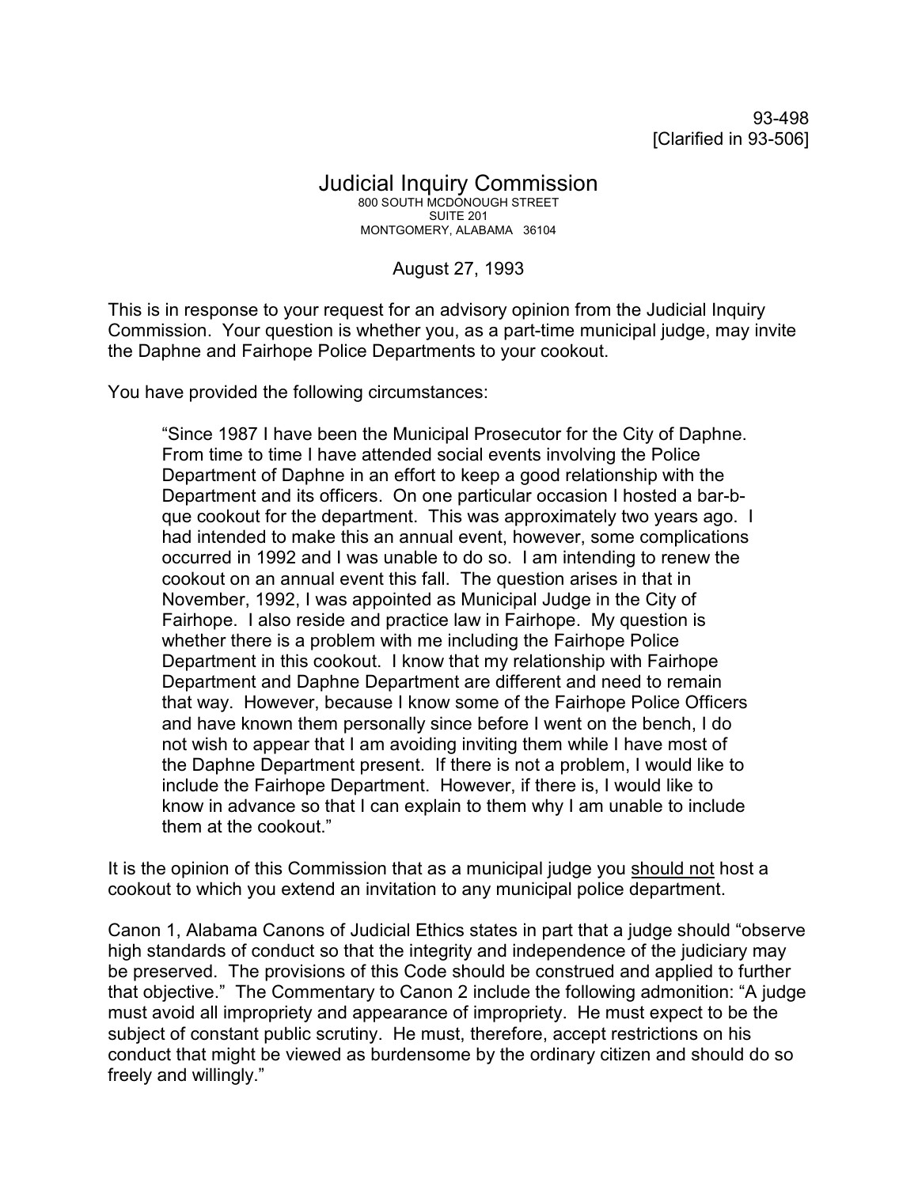93-498
[Clarified in 93-506]

# Judicial Inquiry Commission

800 SOUTH MCDONOUGH STREET
SUITE 201
MONTGOMERY, ALABAMA 36104

August 27, 1993

This is in response to your request for an advisory opinion from the Judicial Inquiry Commission. Your question is whether you, as a part-time municipal judge, may invite the Daphne and Fairhope Police Departments to your cookout.

You have provided the following circumstances:

> "Since 1987 I have been the Municipal Prosecutor for the City of Daphne. From time to time I have attended social events involving the Police Department of Daphne in an effort to keep a good relationship with the Department and its officers. On one particular occasion I hosted a bar-b-que cookout for the department. This was approximately two years ago. I had intended to make this an annual event, however, some complications occurred in 1992 and I was unable to do so. I am intending to renew the cookout on an annual event this fall. The question arises in that in November, 1992, I was appointed as Municipal Judge in the City of Fairhope. I also reside and practice law in Fairhope. My question is whether there is a problem with me including the Fairhope Police Department in this cookout. I know that my relationship with Fairhope Department and Daphne Department are different and need to remain that way. However, because I know some of the Fairhope Police Officers and have known them personally since before I went on the bench, I do not wish to appear that I am avoiding inviting them while I have most of the Daphne Department present. If there is not a problem, I would like to include the Fairhope Department. However, if there is, I would like to know in advance so that I can explain to them why I am unable to include them at the cookout."

It is the opinion of this Commission that as a municipal judge you <u>should not</u> host a cookout to which you extend an invitation to any municipal police department.

Canon 1, Alabama Canons of Judicial Ethics states in part that a judge should "observe high standards of conduct so that the integrity and independence of the judiciary may be preserved. The provisions of this Code should be construed and applied to further that objective." The Commentary to Canon 2 include the following admonition: "A judge must avoid all impropriety and appearance of impropriety. He must expect to be the subject of constant public scrutiny. He must, therefore, accept restrictions on his conduct that might be viewed as burdensome by the ordinary citizen and should do so freely and willingly."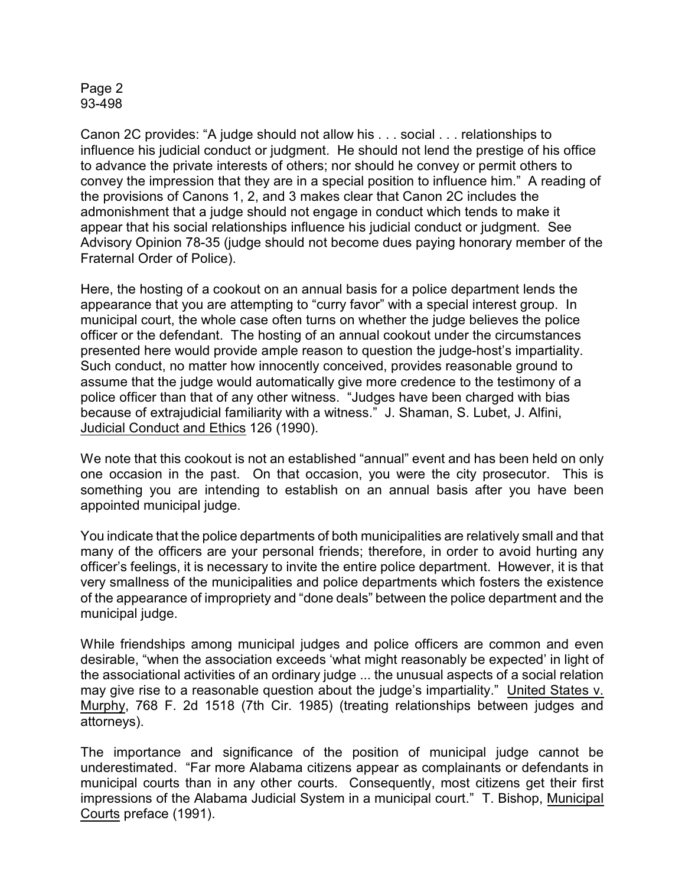Canon 2C provides: “A judge should not allow his . . . social . . . relationships to influence his judicial conduct or judgment. He should not lend the prestige of his office to advance the private interests of others; nor should he convey or permit others to convey the impression that they are in a special position to influence him.” A reading of the provisions of Canons 1, 2, and 3 makes clear that Canon 2C includes the admonishment that a judge should not engage in conduct which tends to make it appear that his social relationships influence his judicial conduct or judgment. See Advisory Opinion 78-35 (judge should not become dues paying honorary member of the Fraternal Order of Police).

Here, the hosting of a cookout on an annual basis for a police department lends the appearance that you are attempting to “curry favor” with a special interest group. In municipal court, the whole case often turns on whether the judge believes the police officer or the defendant. The hosting of an annual cookout under the circumstances presented here would provide ample reason to question the judge-host’s impartiality. Such conduct, no matter how innocently conceived, provides reasonable ground to assume that the judge would automatically give more credence to the testimony of a police officer than that of any other witness. “Judges have been charged with bias because of extrajudicial familiarity with a witness.” J. Shaman, S. Lubet, J. Alfini, <u>Judicial Conduct and Ethics</u> 126 (1990).

We note that this cookout is not an established “annual” event and has been held on only one occasion in the past. On that occasion, you were the city prosecutor. This is something you are intending to establish on an annual basis after you have been appointed municipal judge.

You indicate that the police departments of both municipalities are relatively small and that many of the officers are your personal friends; therefore, in order to avoid hurting any officer’s feelings, it is necessary to invite the entire police department. However, it is that very smallness of the municipalities and police departments which fosters the existence of the appearance of impropriety and “done deals” between the police department and the municipal judge.

While friendships among municipal judges and police officers are common and even desirable, “when the association exceeds ‘what might reasonably be expected’ in light of the associational activities of an ordinary judge ... the unusual aspects of a social relation may give rise to a reasonable question about the judge’s impartiality.” <u>United States v. Murphy</u>, 768 F. 2d 1518 (7th Cir. 1985) (treating relationships between judges and attorneys).

The importance and significance of the position of municipal judge cannot be underestimated. “Far more Alabama citizens appear as complainants or defendants in municipal courts than in any other courts. Consequently, most citizens get their first impressions of the Alabama Judicial System in a municipal court.” T. Bishop, <u>Municipal Courts</u> preface (1991).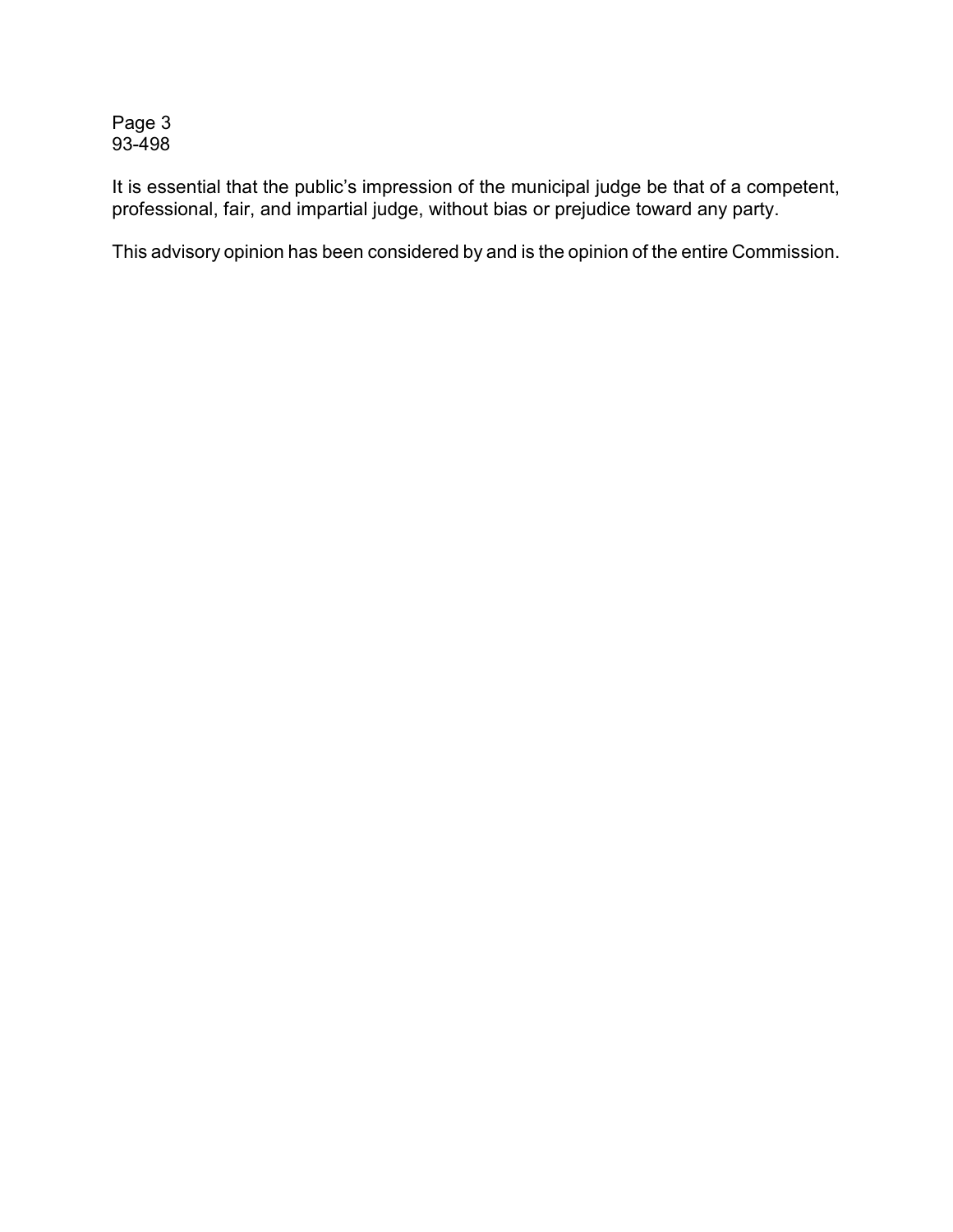It is essential that the public's impression of the municipal judge be that of a competent, professional, fair, and impartial judge, without bias or prejudice toward any party.

This advisory opinion has been considered by and is the opinion of the entire Commission.